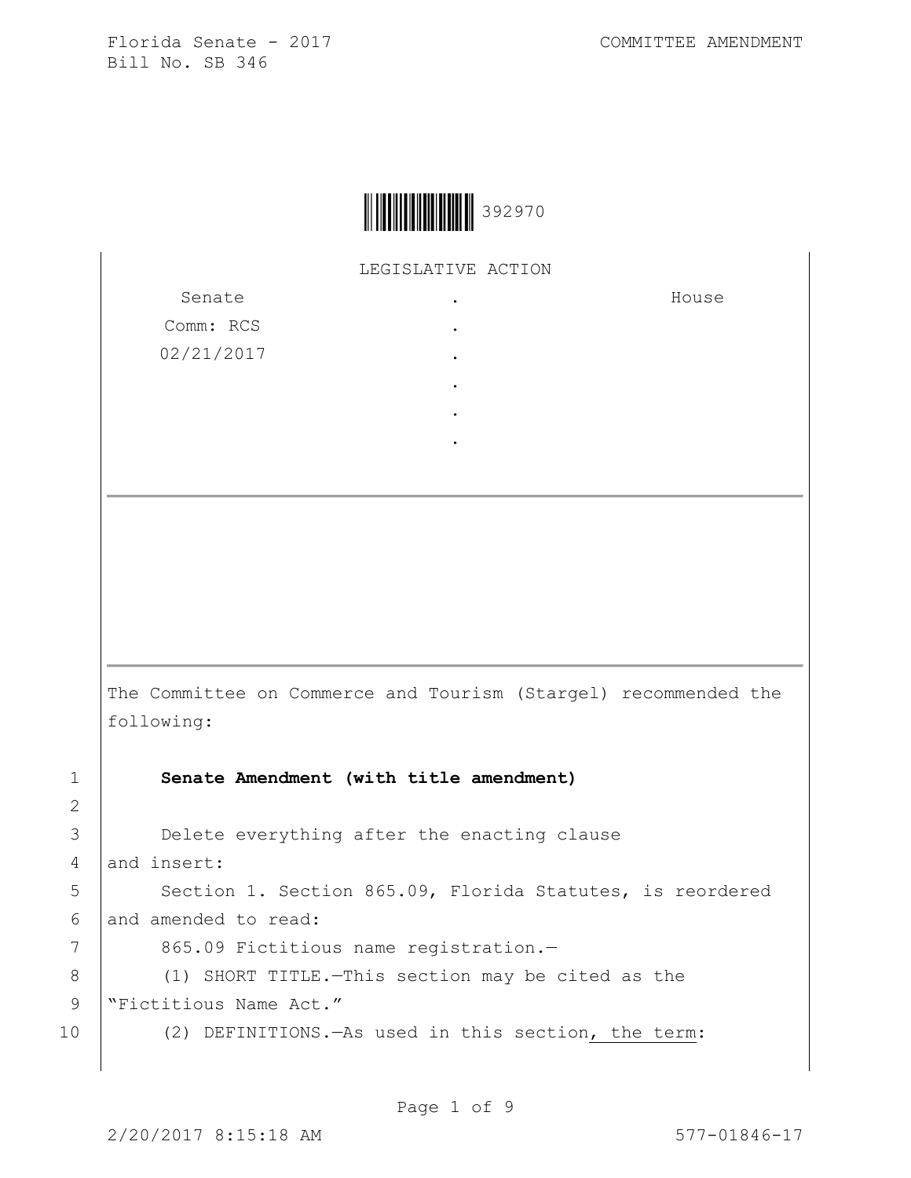**392970**

LEGISLATIVE ACTION

| Senate | . | House |
|---|---|---|
| Comm: RCS | . | |
| 02/21/2017 | . | |
| | . | |
| | . | |
| | . | |

---

The Committee on Commerce and Tourism (Stargel) recommended the following:

**Senate Amendment (with title amendment)**

Delete everything after the enacting clause and insert:

Section 1. Section 865.09, Florida Statutes, is reordered and amended to read:

865.09 Fictitious name registration.—

(1) SHORT TITLE.—This section may be cited as the "Fictitious Name Act."

(2) DEFINITIONS.—As used in this section, the term: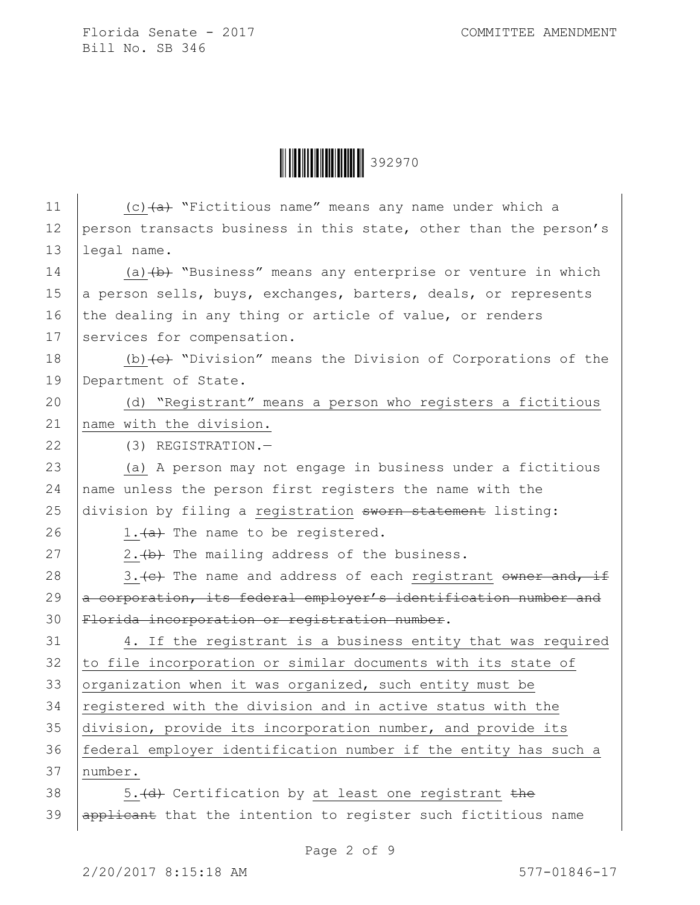(c)~~(a)~~ "Fictitious name" means any name under which a person transacts business in this state, other than the person's legal name.

(a)~~(b)~~ "Business" means any enterprise or venture in which a person sells, buys, exchanges, barters, deals, or represents the dealing in any thing or article of value, or renders services for compensation.

(b)~~(c)~~ "Division" means the Division of Corporations of the Department of State.

<u>(d) "Registrant" means a person who registers a fictitious name with the division.</u>

(3) REGISTRATION.—

<u>(a)</u> A person may not engage in business under a fictitious name unless the person first registers the name with the division by filing a <u>registration</u> ~~sworn statement~~ listing:

<u>1.</u>~~(a)~~ The name to be registered.

<u>2.</u>~~(b)~~ The mailing address of the business.

<u>3.</u>~~(c)~~ The name and address of each <u>registrant</u> ~~owner and, if a corporation, its federal employer's identification number and Florida incorporation or registration number~~.

<u>4. If the registrant is a business entity that was required to file incorporation or similar documents with its state of organization when it was organized, such entity must be registered with the division and in active status with the division, provide its incorporation number, and provide its federal employer identification number if the entity has such a number.</u>

<u>5.</u>~~(d)~~ Certification by <u>at least one registrant</u> ~~the applicant~~ that the intention to register such fictitious name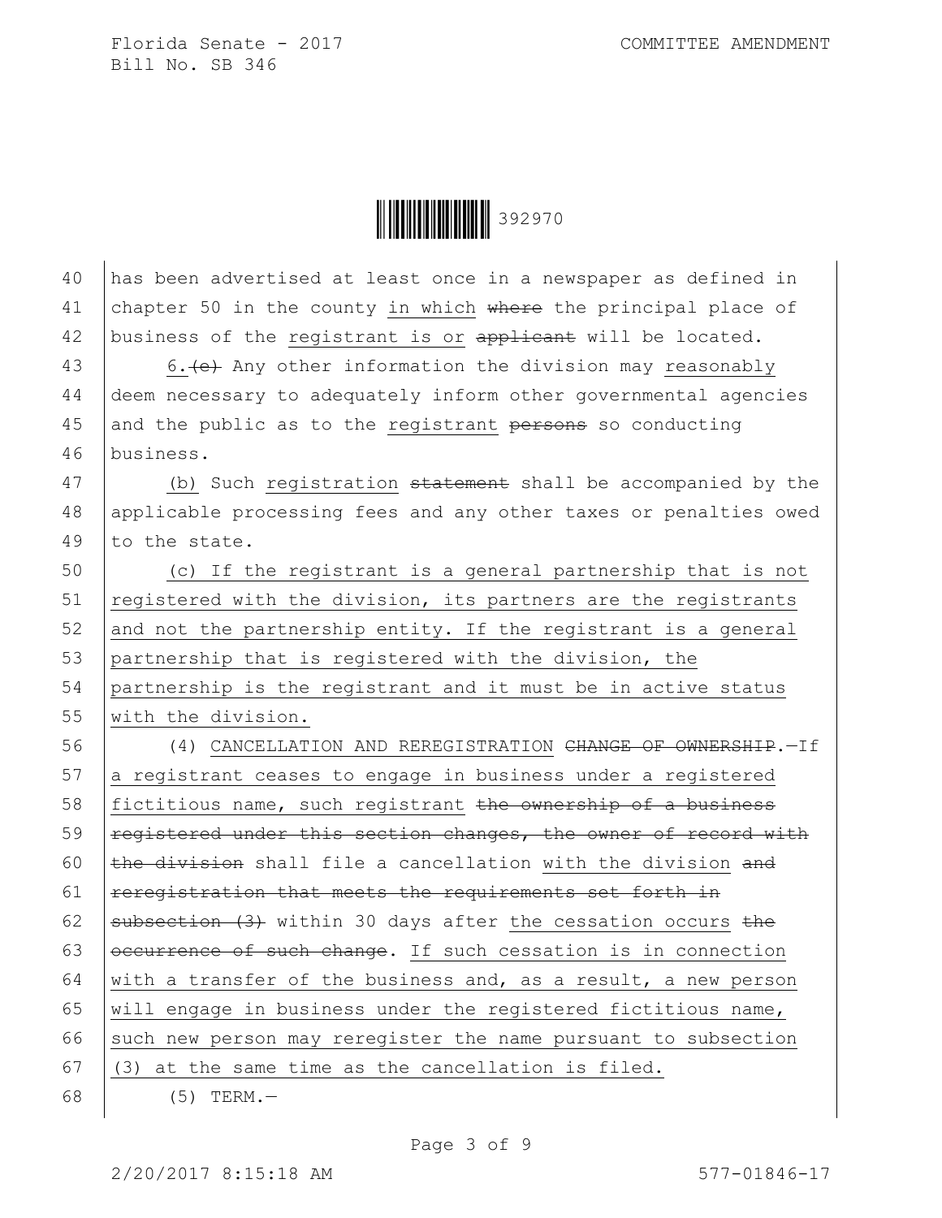has been advertised at least once in a newspaper as defined in chapter 50 in the county in which ~~where~~ the principal place of business of the registrant is or ~~applicant~~ will be located.

6.~~(e)~~ Any other information the division may reasonably deem necessary to adequately inform other governmental agencies and the public as to the registrant ~~persons~~ so conducting business.

(b) Such registration ~~statement~~ shall be accompanied by the applicable processing fees and any other taxes or penalties owed to the state.

(c) If the registrant is a general partnership that is not registered with the division, its partners are the registrants and not the partnership entity. If the registrant is a general partnership that is registered with the division, the partnership is the registrant and it must be in active status with the division.

(4) CANCELLATION AND REREGISTRATION ~~CHANGE OF OWNERSHIP~~.—If a registrant ceases to engage in business under a registered fictitious name, such registrant ~~the ownership of a business registered under this section changes, the owner of record with the division~~ shall file a cancellation with the division ~~and reregistration that meets the requirements set forth in subsection (3)~~ within 30 days after the cessation occurs ~~the occurrence of such change~~. If such cessation is in connection with a transfer of the business and, as a result, a new person will engage in business under the registered fictitious name, such new person may reregister the name pursuant to subsection (3) at the same time as the cancellation is filed.

(5) TERM.—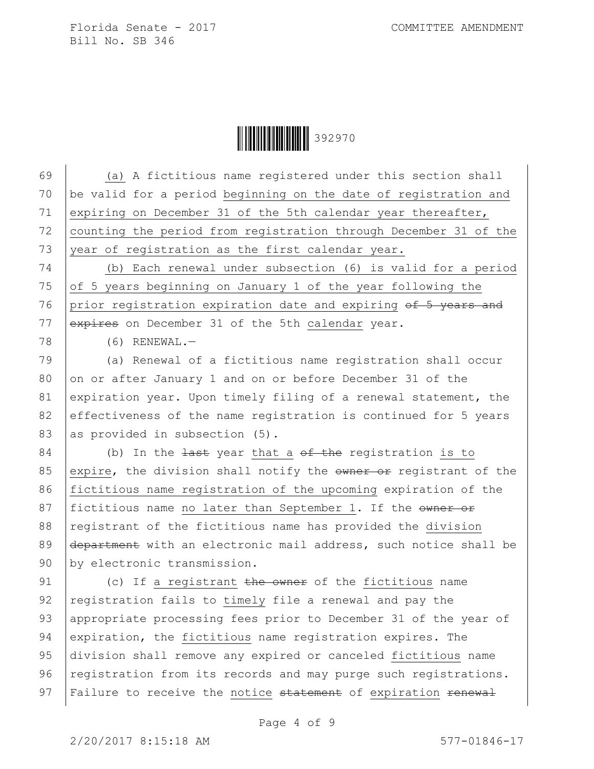(a) A fictitious name registered under this section shall be valid for a period <u>beginning on the date of registration and expiring on December 31 of the 5th calendar year thereafter, counting the period from registration through December 31 of the year of registration as the first calendar year.</u>

<u>(b) Each renewal under subsection (6) is valid for a period of 5 years beginning on January 1 of the year following the prior registration expiration date and expiring</u> ~~of 5 years and expires~~ on December 31 of the 5th <u>calendar</u> year.

(6) RENEWAL.—

(a) Renewal of a fictitious name registration shall occur on or after January 1 and on or before December 31 of the expiration year. Upon timely filing of a renewal statement, the effectiveness of the name registration is continued for 5 years as provided in subsection (5).

(b) In the ~~last~~ year <u>that a</u> ~~of the~~ registration <u>is to expire</u>, the division shall notify the ~~owner or~~ registrant of the <u>fictitious name registration of the upcoming</u> expiration of the fictitious name <u>no later than September 1</u>. If the ~~owner or~~ registrant of the fictitious name has provided the <u>division</u> ~~department~~ with an electronic mail address, such notice shall be by electronic transmission.

(c) If <u>a registrant</u> ~~the owner~~ of the <u>fictitious</u> name registration fails to <u>timely</u> file a renewal and pay the appropriate processing fees prior to December 31 of the year of expiration, the <u>fictitious</u> name registration expires. The division shall remove any expired or canceled <u>fictitious</u> name registration from its records and may purge such registrations. Failure to receive the <u>notice</u> ~~statement~~ of <u>expiration</u> ~~renewal~~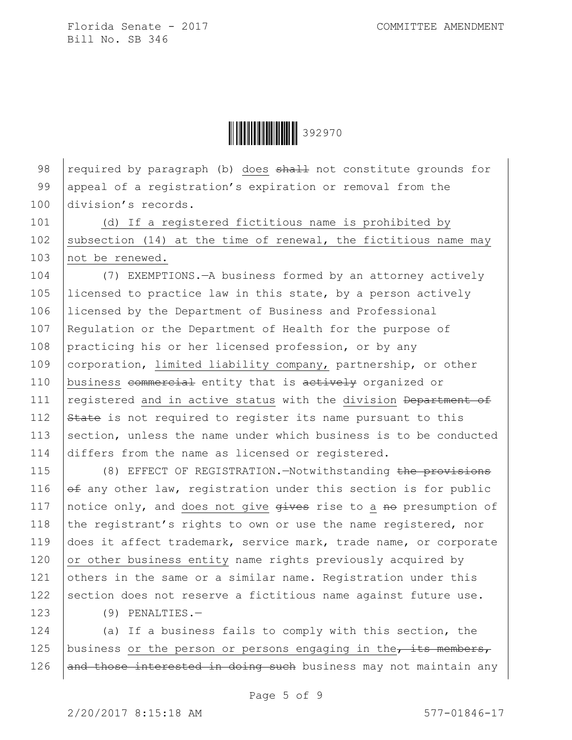required by paragraph (b) does ~~shall~~ not constitute grounds for appeal of a registration's expiration or removal from the division's records.

(d) If a registered fictitious name is prohibited by subsection (14) at the time of renewal, the fictitious name may not be renewed.

(7) EXEMPTIONS.—A business formed by an attorney actively licensed to practice law in this state, by a person actively licensed by the Department of Business and Professional Regulation or the Department of Health for the purpose of practicing his or her licensed profession, or by any corporation, limited liability company, partnership, or other business ~~commercial~~ entity that is ~~actively~~ organized or registered and in active status with the division ~~Department of State~~ is not required to register its name pursuant to this section, unless the name under which business is to be conducted differs from the name as licensed or registered.

(8) EFFECT OF REGISTRATION.—Notwithstanding ~~the provisions of~~ any other law, registration under this section is for public notice only, and does not give ~~gives~~ rise to a ~~no~~ presumption of the registrant's rights to own or use the name registered, nor does it affect trademark, service mark, trade name, or corporate or other business entity name rights previously acquired by others in the same or a similar name. Registration under this section does not reserve a fictitious name against future use.

(9) PENALTIES.—

(a) If a business fails to comply with this section, the business or the person or persons engaging in the~~, its members, and those interested in doing such~~ business may not maintain any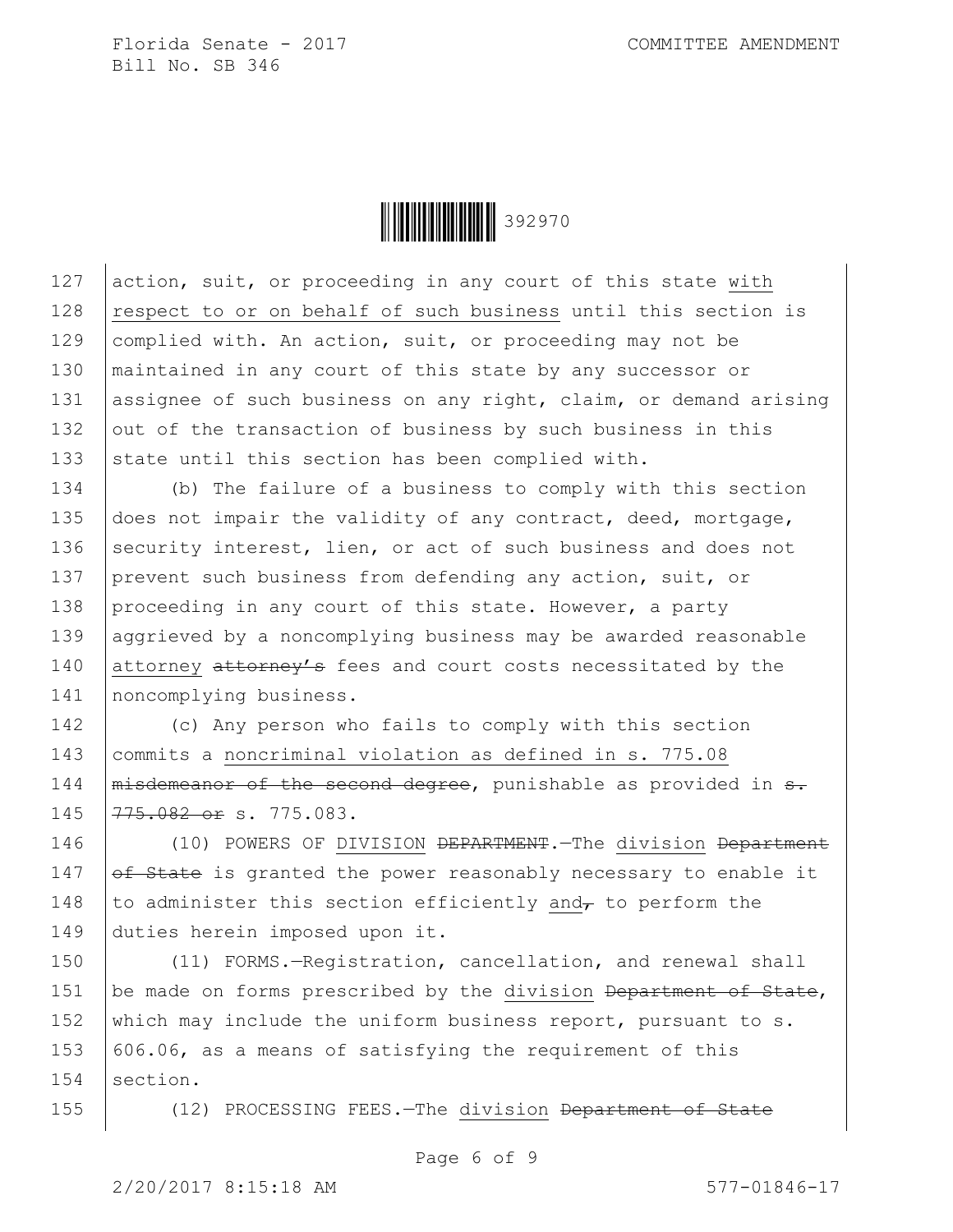action, suit, or proceeding in any court of this state <u>with respect to or on behalf of such business</u> until this section is complied with. An action, suit, or proceeding may not be maintained in any court of this state by any successor or assignee of such business on any right, claim, or demand arising out of the transaction of business by such business in this state until this section has been complied with.

(b) The failure of a business to comply with this section does not impair the validity of any contract, deed, mortgage, security interest, lien, or act of such business and does not prevent such business from defending any action, suit, or proceeding in any court of this state. However, a party aggrieved by a noncomplying business may be awarded reasonable <u>attorney</u> ~~attorney's~~ fees and court costs necessitated by the noncomplying business.

(c) Any person who fails to comply with this section commits a <u>noncriminal violation as defined in s. 775.08</u> ~~misdemeanor of the second degree~~, punishable as provided in ~~s. 775.082 or~~ s. 775.083.

(10) POWERS OF <u>DIVISION</u> ~~DEPARTMENT~~.—The <u>division</u> ~~Department of State~~ is granted the power reasonably necessary to enable it to administer this section efficiently <u>and</u>~~,~~ to perform the duties herein imposed upon it.

(11) FORMS.—Registration, cancellation, and renewal shall be made on forms prescribed by the <u>division</u> ~~Department of State~~, which may include the uniform business report, pursuant to s. 606.06, as a means of satisfying the requirement of this section.

(12) PROCESSING FEES.—The <u>division</u> ~~Department of State~~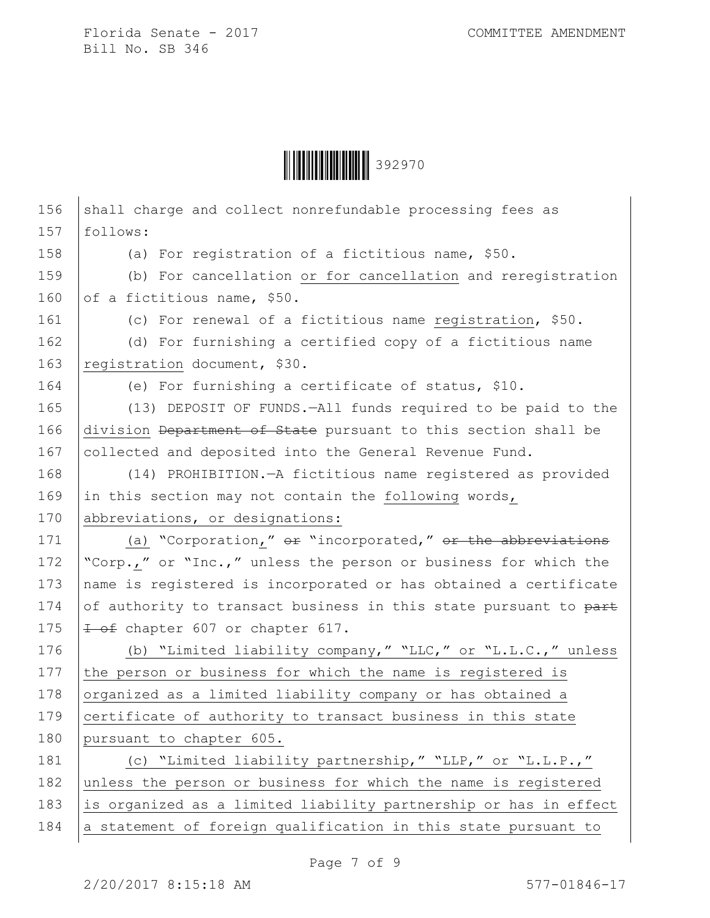shall charge and collect nonrefundable processing fees as follows:

(a) For registration of a fictitious name, $50.

(b) For cancellation or for cancellation and reregistration of a fictitious name, $50.

(c) For renewal of a fictitious name registration, $50.

(d) For furnishing a certified copy of a fictitious name registration document, $30.

(e) For furnishing a certificate of status, $10.

(13) DEPOSIT OF FUNDS.—All funds required to be paid to the division ~~Department of State~~ pursuant to this section shall be collected and deposited into the General Revenue Fund.

(14) PROHIBITION.—A fictitious name registered as provided in this section may not contain the following words, abbreviations, or designations:

(a) "Corporation," ~~or~~ "incorporated," ~~or the abbreviations~~ "Corp.," or "Inc.," unless the person or business for which the name is registered is incorporated or has obtained a certificate of authority to transact business in this state pursuant to ~~part I of~~ chapter 607 or chapter 617.

(b) "Limited liability company," "LLC," or "L.L.C.," unless the person or business for which the name is registered is organized as a limited liability company or has obtained a certificate of authority to transact business in this state pursuant to chapter 605.

(c) "Limited liability partnership," "LLP," or "L.L.P.," unless the person or business for which the name is registered is organized as a limited liability partnership or has in effect a statement of foreign qualification in this state pursuant to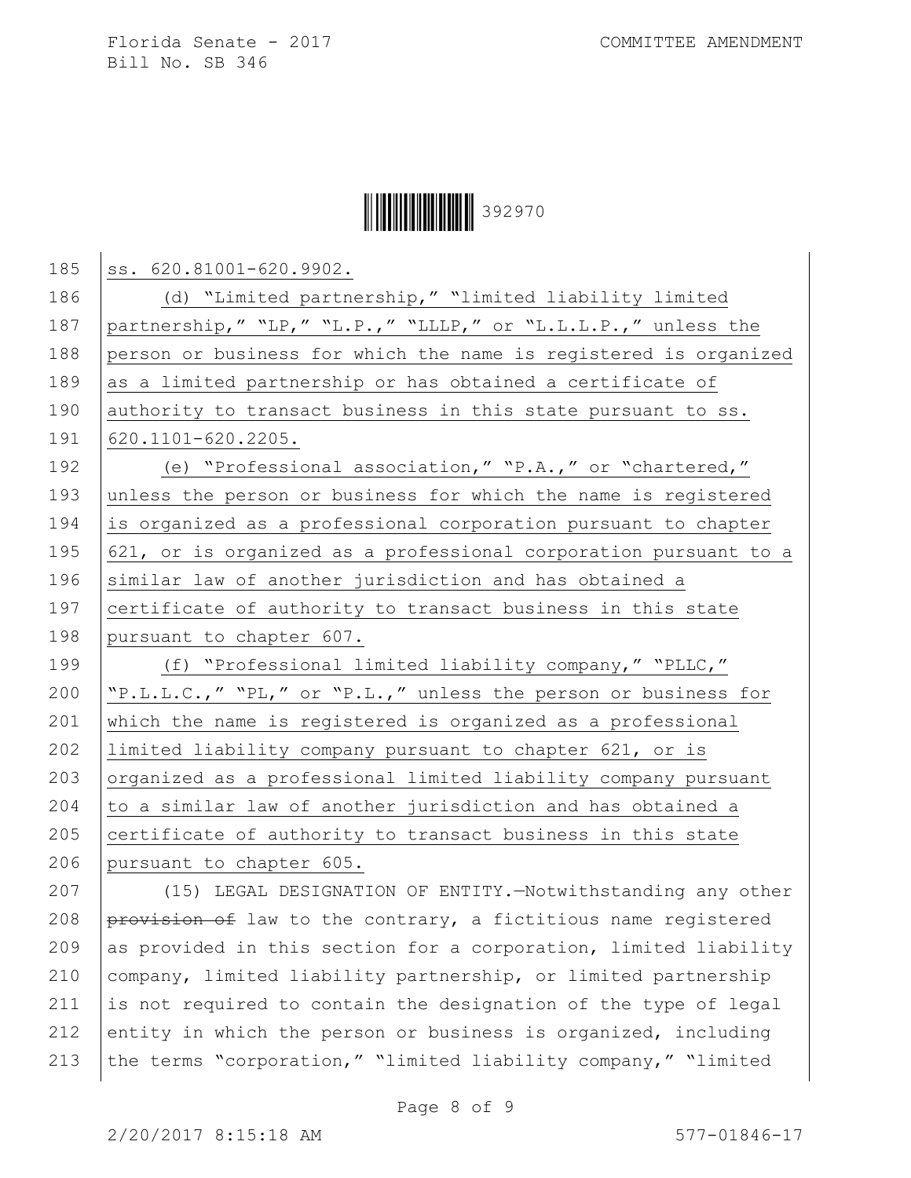ss. 620.81001-620.9902.

(d) "Limited partnership," "limited liability limited partnership," "LP," "L.P.," "LLLP," or "L.L.L.P.," unless the person or business for which the name is registered is organized as a limited partnership or has obtained a certificate of authority to transact business in this state pursuant to ss. 620.1101-620.2205.

(e) "Professional association," "P.A.," or "chartered," unless the person or business for which the name is registered is organized as a professional corporation pursuant to chapter 621, or is organized as a professional corporation pursuant to a similar law of another jurisdiction and has obtained a certificate of authority to transact business in this state pursuant to chapter 607.

(f) "Professional limited liability company," "PLLC," "P.L.L.C.," "PL," or "P.L.," unless the person or business for which the name is registered is organized as a professional limited liability company pursuant to chapter 621, or is organized as a professional limited liability company pursuant to a similar law of another jurisdiction and has obtained a certificate of authority to transact business in this state pursuant to chapter 605.

(15) LEGAL DESIGNATION OF ENTITY.—Notwithstanding any other ~~provision of~~ law to the contrary, a fictitious name registered as provided in this section for a corporation, limited liability company, limited liability partnership, or limited partnership is not required to contain the designation of the type of legal entity in which the person or business is organized, including the terms "corporation," "limited liability company," "limited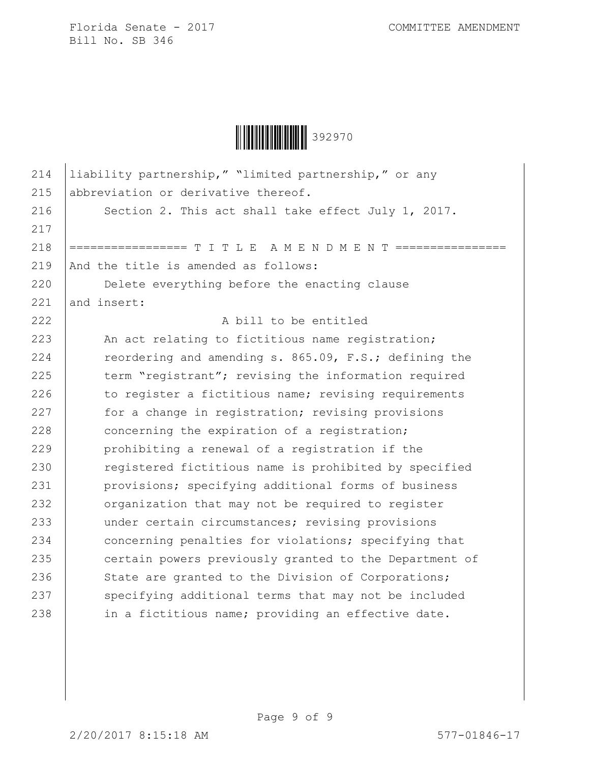liability partnership," "limited partnership," or any abbreviation or derivative thereof.

Section 2. This act shall take effect July 1, 2017.

================= T I T L E A M E N D M E N T ================

And the title is amended as follows:

Delete everything before the enacting clause and insert:

A bill to be entitled

An act relating to fictitious name registration; reordering and amending s. 865.09, F.S.; defining the term "registrant"; revising the information required to register a fictitious name; revising requirements for a change in registration; revising provisions concerning the expiration of a registration; prohibiting a renewal of a registration if the registered fictitious name is prohibited by specified provisions; specifying additional forms of business organization that may not be required to register under certain circumstances; revising provisions concerning penalties for violations; specifying that certain powers previously granted to the Department of State are granted to the Division of Corporations; specifying additional terms that may not be included in a fictitious name; providing an effective date.